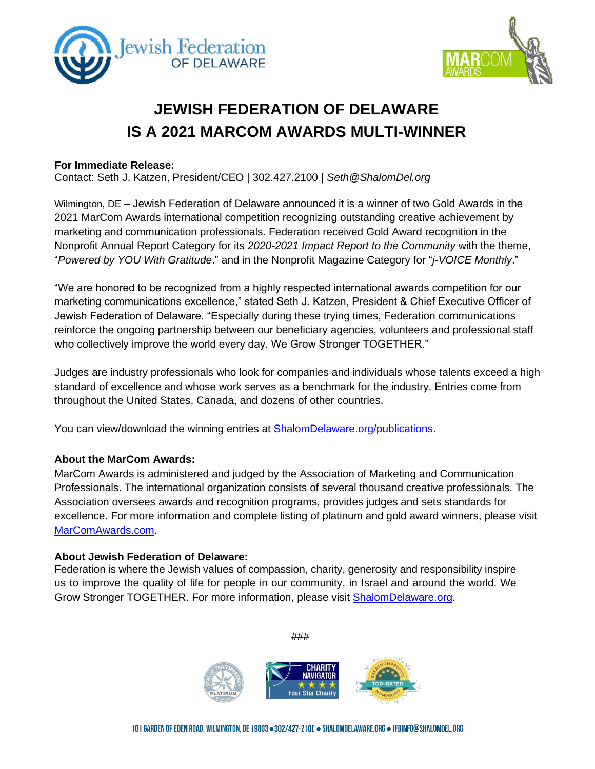# JEWISH FEDERATION OF DELAWARE IS A 2021 MARCOM AWARDS MULTI-WINNER

**For Immediate Release:**
Contact: Seth J. Katzen, President/CEO | 302.427.2100 | *Seth@ShalomDel.org*

Wilmington, DE – Jewish Federation of Delaware announced it is a winner of two Gold Awards in the 2021 MarCom Awards international competition recognizing outstanding creative achievement by marketing and communication professionals. Federation received Gold Award recognition in the Nonprofit Annual Report Category for its *2020-2021 Impact Report to the Community* with the theme, "*Powered by YOU With Gratitude*." and in the Nonprofit Magazine Category for "*j-VOICE Monthly*."

"We are honored to be recognized from a highly respected international awards competition for our marketing communications excellence," stated Seth J. Katzen, President & Chief Executive Officer of Jewish Federation of Delaware. "Especially during these trying times, Federation communications reinforce the ongoing partnership between our beneficiary agencies, volunteers and professional staff who collectively improve the world every day. We Grow Stronger TOGETHER."

Judges are industry professionals who look for companies and individuals whose talents exceed a high standard of excellence and whose work serves as a benchmark for the industry. Entries come from throughout the United States, Canada, and dozens of other countries.

You can view/download the winning entries at ShalomDelaware.org/publications.

**About the MarCom Awards:**
MarCom Awards is administered and judged by the Association of Marketing and Communication Professionals. The international organization consists of several thousand creative professionals. The Association oversees awards and recognition programs, provides judges and sets standards for excellence. For more information and complete listing of platinum and gold award winners, please visit MarComAwards.com.

**About Jewish Federation of Delaware:**
Federation is where the Jewish values of compassion, charity, generosity and responsibility inspire us to improve the quality of life for people in our community, in Israel and around the world. We Grow Stronger TOGETHER. For more information, please visit ShalomDelaware.org.

###

101 GARDEN OF EDEN ROAD, WILMINGTON, DE 19803 • 302/427-2100 • SHALOMDELAWARE.ORG • JFDINFO@SHALOMDEL.ORG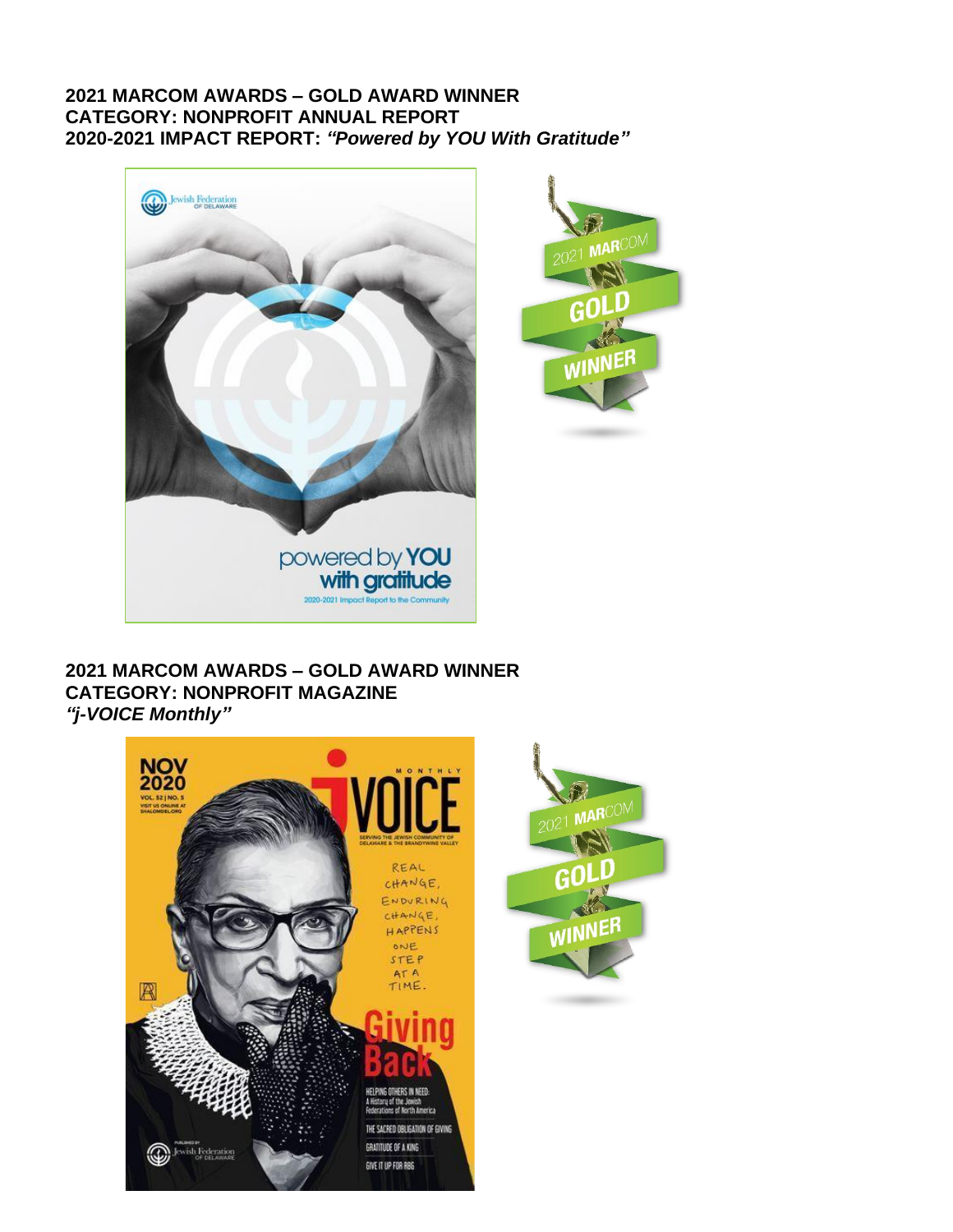**2021 MARCOM AWARDS – GOLD AWARD WINNER**
**CATEGORY: NONPROFIT ANNUAL REPORT**
**2020-2021 IMPACT REPORT:** ***"Powered by YOU With Gratitude"***

**2021 MARCOM AWARDS – GOLD AWARD WINNER**
**CATEGORY: NONPROFIT MAGAZINE**
***"j-VOICE Monthly"***